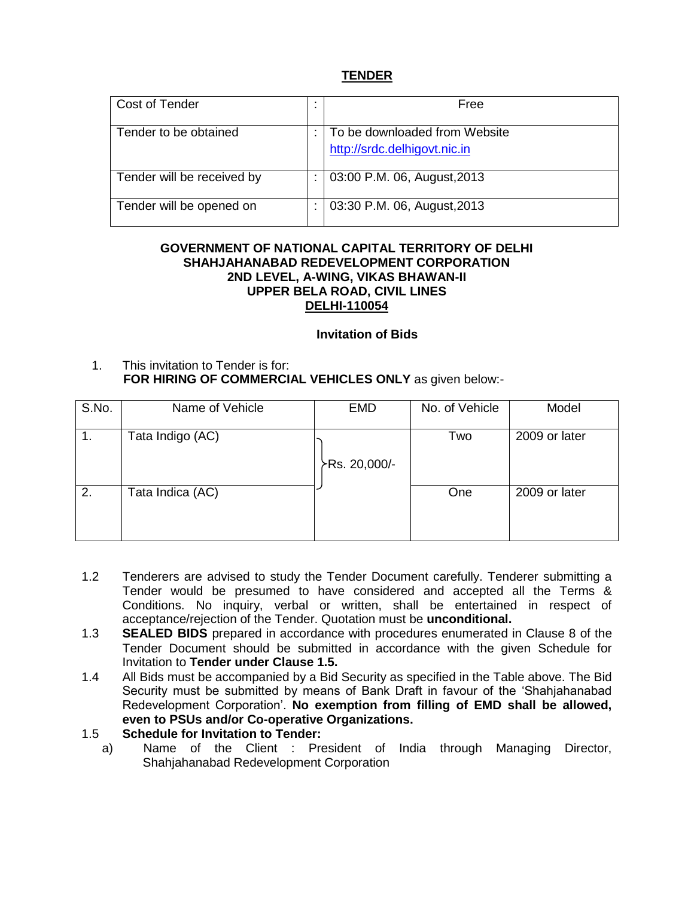# TENDER

| Cost of Tender | : | Free |
|---|---|---|
| Tender to be obtained | : | To be downloaded from Website http://srdc.delhigovt.nic.in |
| Tender will be received by | : | 03:00 P.M. 06, August,2013 |
| Tender will be opened on | : | 03:30 P.M. 06, August,2013 |

**GOVERNMENT OF NATIONAL CAPITAL TERRITORY OF DELHI**
**SHAHJAHANABAD REDEVELOPMENT CORPORATION**
**2ND LEVEL, A-WING, VIKAS BHAWAN-II**
**UPPER BELA ROAD, CIVIL LINES**
**DELHI-110054**

**Invitation of Bids**

1. This invitation to Tender is for:
   **FOR HIRING OF COMMERCIAL VEHICLES ONLY** as given below:-

| S.No. | Name of Vehicle | EMD | No. of Vehicle | Model |
|---|---|---|---|---|
| 1. | Tata Indigo (AC) | Rs. 20,000/- | Two | 2009 or later |
| 2. | Tata Indica (AC) | | One | 2009 or later |

1.2 Tenderers are advised to study the Tender Document carefully. Tenderer submitting a Tender would be presumed to have considered and accepted all the Terms & Conditions. No inquiry, verbal or written, shall be entertained in respect of acceptance/rejection of the Tender. Quotation must be **unconditional.**

1.3 **SEALED BIDS** prepared in accordance with procedures enumerated in Clause 8 of the Tender Document should be submitted in accordance with the given Schedule for Invitation to **Tender under Clause 1.5.**

1.4 All Bids must be accompanied by a Bid Security as specified in the Table above. The Bid Security must be submitted by means of Bank Draft in favour of the 'Shahjahanabad Redevelopment Corporation'. **No exemption from filling of EMD shall be allowed, even to PSUs and/or Co-operative Organizations.**

1.5 **Schedule for Invitation to Tender:**

a) Name of the Client : President of India through Managing Director, Shahjahanabad Redevelopment Corporation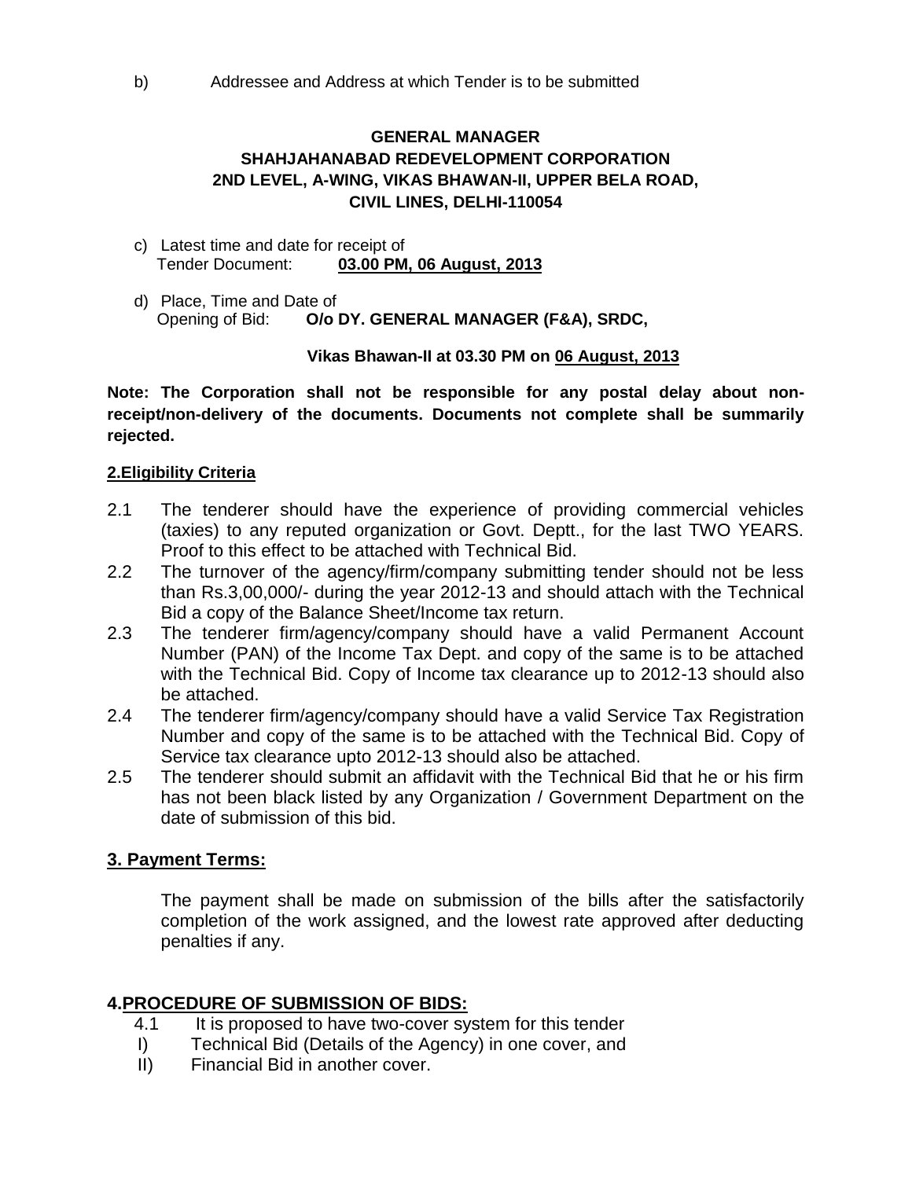b) Addressee and Address at which Tender is to be submitted

**GENERAL MANAGER**
**SHAHJAHANABAD REDEVELOPMENT CORPORATION**
**2ND LEVEL, A-WING, VIKAS BHAWAN-II, UPPER BELA ROAD,**
**CIVIL LINES, DELHI-110054**

c) Latest time and date for receipt of
Tender Document: **03.00 PM, 06 August, 2013**

d) Place, Time and Date of
Opening of Bid: **O/o DY. GENERAL MANAGER (F&A), SRDC,**

**Vikas Bhawan-II at 03.30 PM on 06 August, 2013**

**Note: The Corporation shall not be responsible for any postal delay about non-receipt/non-delivery of the documents. Documents not complete shall be summarily rejected.**

## 2.Eligibility Criteria

2.1 The tenderer should have the experience of providing commercial vehicles (taxies) to any reputed organization or Govt. Deptt., for the last TWO YEARS. Proof to this effect to be attached with Technical Bid.

2.2 The turnover of the agency/firm/company submitting tender should not be less than Rs.3,00,000/- during the year 2012-13 and should attach with the Technical Bid a copy of the Balance Sheet/Income tax return.

2.3 The tenderer firm/agency/company should have a valid Permanent Account Number (PAN) of the Income Tax Dept. and copy of the same is to be attached with the Technical Bid. Copy of Income tax clearance up to 2012-13 should also be attached.

2.4 The tenderer firm/agency/company should have a valid Service Tax Registration Number and copy of the same is to be attached with the Technical Bid. Copy of Service tax clearance upto 2012-13 should also be attached.

2.5 The tenderer should submit an affidavit with the Technical Bid that he or his firm has not been black listed by any Organization / Government Department on the date of submission of this bid.

## 3. Payment Terms:

The payment shall be made on submission of the bills after the satisfactorily completion of the work assigned, and the lowest rate approved after deducting penalties if any.

## 4.PROCEDURE OF SUBMISSION OF BIDS:

4.1 It is proposed to have two-cover system for this tender

I) Technical Bid (Details of the Agency) in one cover, and

II) Financial Bid in another cover.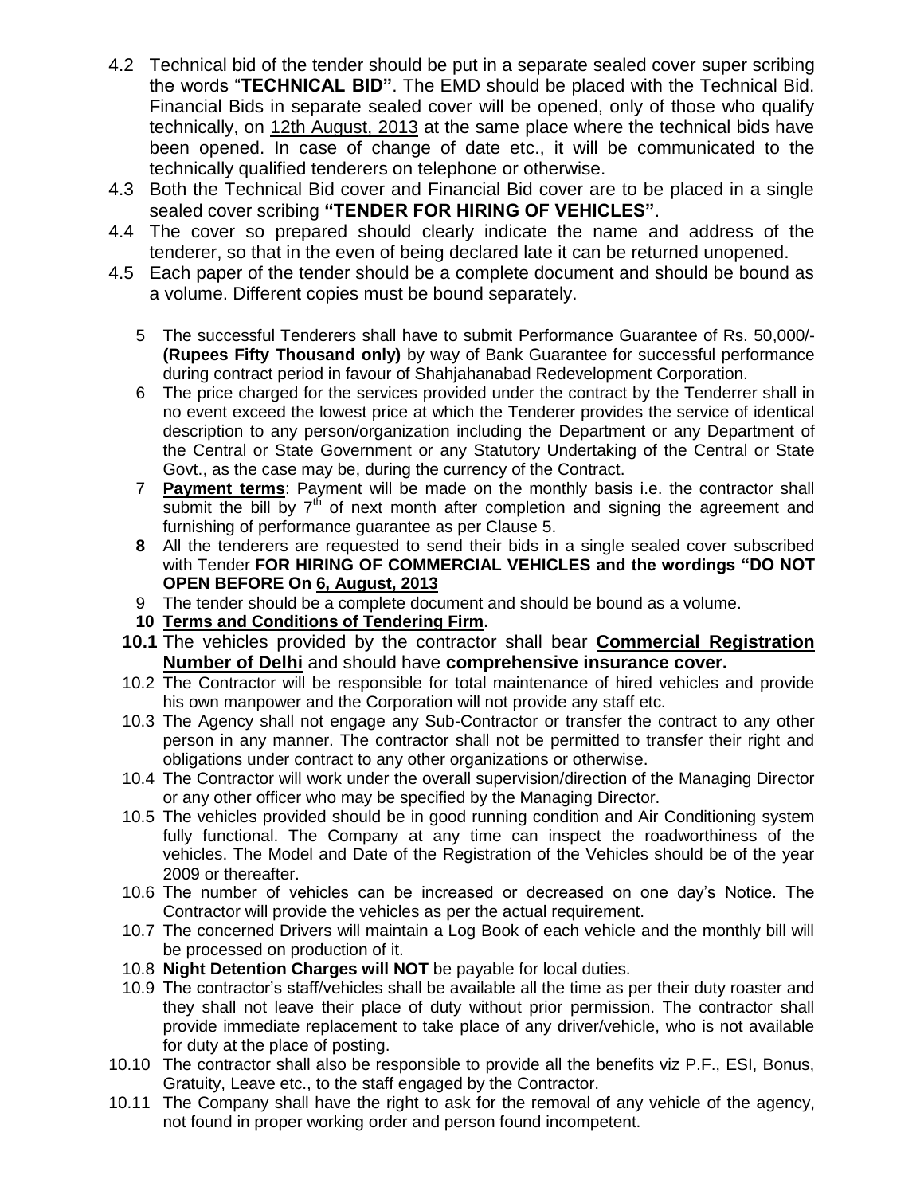4.2 Technical bid of the tender should be put in a separate sealed cover super scribing the words "**TECHNICAL BID"**. The EMD should be placed with the Technical Bid. Financial Bids in separate sealed cover will be opened, only of those who qualify technically, on <u>12th August, 2013</u> at the same place where the technical bids have been opened. In case of change of date etc., it will be communicated to the technically qualified tenderers on telephone or otherwise.

4.3 Both the Technical Bid cover and Financial Bid cover are to be placed in a single sealed cover scribing **"TENDER FOR HIRING OF VEHICLES"**.

4.4 The cover so prepared should clearly indicate the name and address of the tenderer, so that in the even of being declared late it can be returned unopened.

4.5 Each paper of the tender should be a complete document and should be bound as a volume. Different copies must be bound separately.

5 The successful Tenderers shall have to submit Performance Guarantee of Rs. 50,000/- **(Rupees Fifty Thousand only)** by way of Bank Guarantee for successful performance during contract period in favour of Shahjahanabad Redevelopment Corporation.

6 The price charged for the services provided under the contract by the Tenderrer shall in no event exceed the lowest price at which the Tenderer provides the service of identical description to any person/organization including the Department or any Department of the Central or State Government or any Statutory Undertaking of the Central or State Govt., as the case may be, during the currency of the Contract.

7 **<u>Payment terms</u>**: Payment will be made on the monthly basis i.e. the contractor shall submit the bill by $7^{th}$ of next month after completion and signing the agreement and furnishing of performance guarantee as per Clause 5.

**8** All the tenderers are requested to send their bids in a single sealed cover subscribed with Tender **FOR HIRING OF COMMERCIAL VEHICLES and the wordings "DO NOT OPEN BEFORE On <u>6, August, 2013</u>**

9 The tender should be a complete document and should be bound as a volume.

**10 <u>Terms and Conditions of Tendering Firm.</u>**

**10.1** The vehicles provided by the contractor shall bear **<u>Commercial Registration Number of Delhi</u>** and should have **comprehensive insurance cover.**

10.2 The Contractor will be responsible for total maintenance of hired vehicles and provide his own manpower and the Corporation will not provide any staff etc.

10.3 The Agency shall not engage any Sub-Contractor or transfer the contract to any other person in any manner. The contractor shall not be permitted to transfer their right and obligations under contract to any other organizations or otherwise.

10.4 The Contractor will work under the overall supervision/direction of the Managing Director or any other officer who may be specified by the Managing Director.

10.5 The vehicles provided should be in good running condition and Air Conditioning system fully functional. The Company at any time can inspect the roadworthiness of the vehicles. The Model and Date of the Registration of the Vehicles should be of the year 2009 or thereafter.

10.6 The number of vehicles can be increased or decreased on one day's Notice. The Contractor will provide the vehicles as per the actual requirement.

10.7 The concerned Drivers will maintain a Log Book of each vehicle and the monthly bill will be processed on production of it.

10.8 **Night Detention Charges will NOT** be payable for local duties.

10.9 The contractor's staff/vehicles shall be available all the time as per their duty roaster and they shall not leave their place of duty without prior permission. The contractor shall provide immediate replacement to take place of any driver/vehicle, who is not available for duty at the place of posting.

10.10 The contractor shall also be responsible to provide all the benefits viz P.F., ESI, Bonus, Gratuity, Leave etc., to the staff engaged by the Contractor.

10.11 The Company shall have the right to ask for the removal of any vehicle of the agency, not found in proper working order and person found incompetent.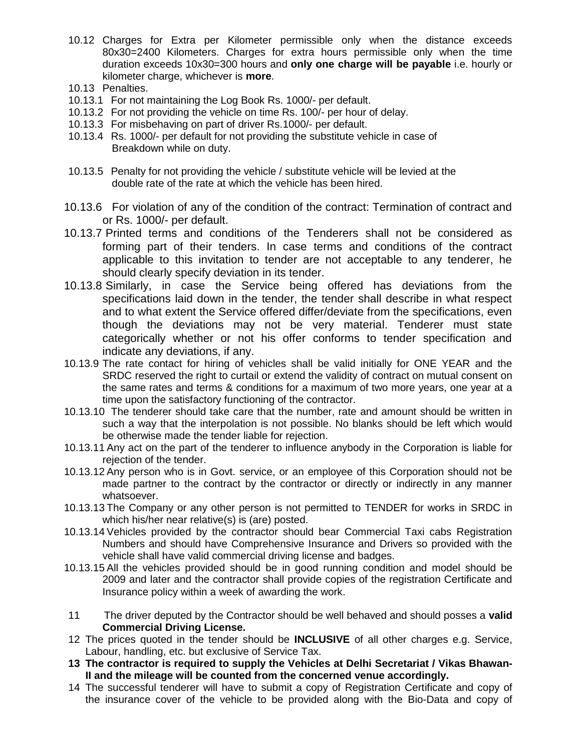10.12 Charges for Extra per Kilometer permissible only when the distance exceeds 80x30=2400 Kilometers. Charges for extra hours permissible only when the time duration exceeds 10x30=300 hours and **only one charge will be payable** i.e. hourly or kilometer charge, whichever is **more**.

10.13 Penalties.

10.13.1 For not maintaining the Log Book Rs. 1000/- per default.

10.13.2 For not providing the vehicle on time Rs. 100/- per hour of delay.

10.13.3 For misbehaving on part of driver Rs.1000/- per default.

10.13.4 Rs. 1000/- per default for not providing the substitute vehicle in case of Breakdown while on duty.

10.13.5 Penalty for not providing the vehicle / substitute vehicle will be levied at the double rate of the rate at which the vehicle has been hired.

10.13.6 For violation of any of the condition of the contract: Termination of contract and or Rs. 1000/- per default.

10.13.7 Printed terms and conditions of the Tenderers shall not be considered as forming part of their tenders. In case terms and conditions of the contract applicable to this invitation to tender are not acceptable to any tenderer, he should clearly specify deviation in its tender.

10.13.8 Similarly, in case the Service being offered has deviations from the specifications laid down in the tender, the tender shall describe in what respect and to what extent the Service offered differ/deviate from the specifications, even though the deviations may not be very material. Tenderer must state categorically whether or not his offer conforms to tender specification and indicate any deviations, if any.

10.13.9 The rate contact for hiring of vehicles shall be valid initially for ONE YEAR and the SRDC reserved the right to curtail or extend the validity of contract on mutual consent on the same rates and terms & conditions for a maximum of two more years, one year at a time upon the satisfactory functioning of the contractor.

10.13.10 The tenderer should take care that the number, rate and amount should be written in such a way that the interpolation is not possible. No blanks should be left which would be otherwise made the tender liable for rejection.

10.13.11 Any act on the part of the tenderer to influence anybody in the Corporation is liable for rejection of the tender.

10.13.12 Any person who is in Govt. service, or an employee of this Corporation should not be made partner to the contract by the contractor or directly or indirectly in any manner whatsoever.

10.13.13 The Company or any other person is not permitted to TENDER for works in SRDC in which his/her near relative(s) is (are) posted.

10.13.14 Vehicles provided by the contractor should bear Commercial Taxi cabs Registration Numbers and should have Comprehensive Insurance and Drivers so provided with the vehicle shall have valid commercial driving license and badges.

10.13.15 All the vehicles provided should be in good running condition and model should be 2009 and later and the contractor shall provide copies of the registration Certificate and Insurance policy within a week of awarding the work.

11 The driver deputed by the Contractor should be well behaved and should posses a **valid Commercial Driving License.**

12 The prices quoted in the tender should be **INCLUSIVE** of all other charges e.g. Service, Labour, handling, etc. but exclusive of Service Tax.

**13 The contractor is required to supply the Vehicles at Delhi Secretariat / Vikas Bhawan-II and the mileage will be counted from the concerned venue accordingly.**

14 The successful tenderer will have to submit a copy of Registration Certificate and copy of the insurance cover of the vehicle to be provided along with the Bio-Data and copy of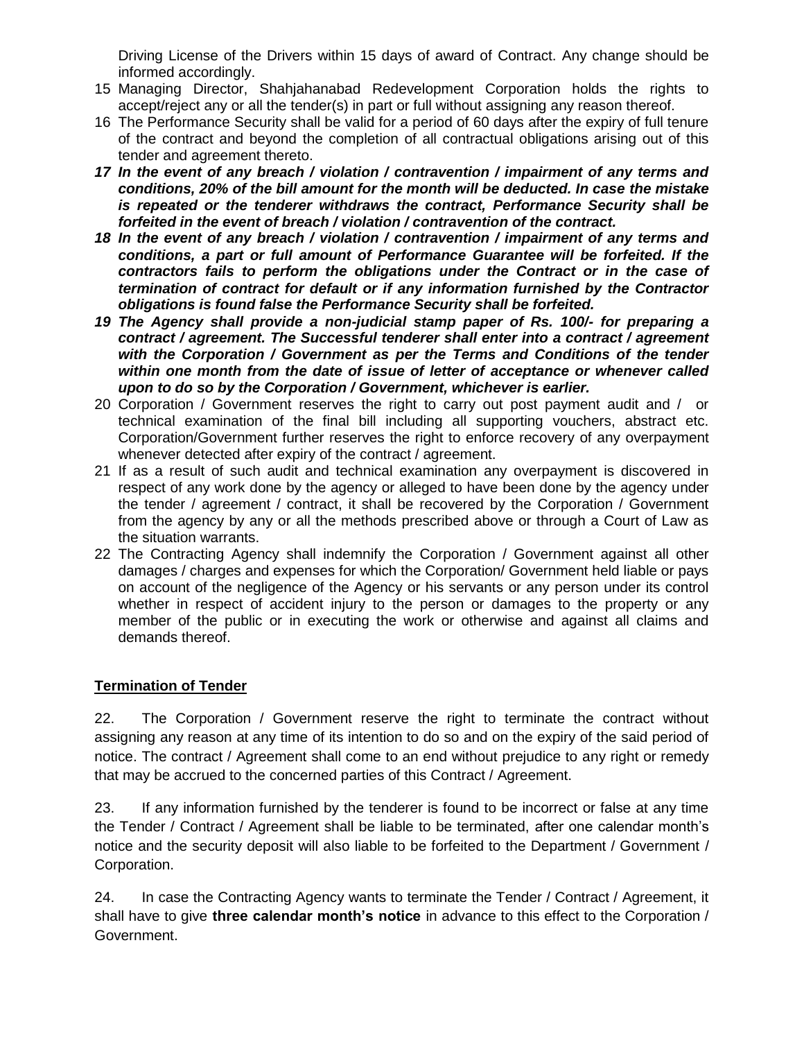Driving License of the Drivers within 15 days of award of Contract. Any change should be informed accordingly.

15 Managing Director, Shahjahanabad Redevelopment Corporation holds the rights to accept/reject any or all the tender(s) in part or full without assigning any reason thereof.

16 The Performance Security shall be valid for a period of 60 days after the expiry of full tenure of the contract and beyond the completion of all contractual obligations arising out of this tender and agreement thereto.

***17 In the event of any breach / violation / contravention / impairment of any terms and conditions, 20% of the bill amount for the month will be deducted. In case the mistake is repeated or the tenderer withdraws the contract, Performance Security shall be forfeited in the event of breach / violation / contravention of the contract.***

***18 In the event of any breach / violation / contravention / impairment of any terms and conditions, a part or full amount of Performance Guarantee will be forfeited. If the contractors fails to perform the obligations under the Contract or in the case of termination of contract for default or if any information furnished by the Contractor obligations is found false the Performance Security shall be forfeited.***

***19 The Agency shall provide a non-judicial stamp paper of Rs. 100/- for preparing a contract / agreement. The Successful tenderer shall enter into a contract / agreement with the Corporation / Government as per the Terms and Conditions of the tender within one month from the date of issue of letter of acceptance or whenever called upon to do so by the Corporation / Government, whichever is earlier.***

20 Corporation / Government reserves the right to carry out post payment audit and / or technical examination of the final bill including all supporting vouchers, abstract etc. Corporation/Government further reserves the right to enforce recovery of any overpayment whenever detected after expiry of the contract / agreement.

21 If as a result of such audit and technical examination any overpayment is discovered in respect of any work done by the agency or alleged to have been done by the agency under the tender / agreement / contract, it shall be recovered by the Corporation / Government from the agency by any or all the methods prescribed above or through a Court of Law as the situation warrants.

22 The Contracting Agency shall indemnify the Corporation / Government against all other damages / charges and expenses for which the Corporation/ Government held liable or pays on account of the negligence of the Agency or his servants or any person under its control whether in respect of accident injury to the person or damages to the property or any member of the public or in executing the work or otherwise and against all claims and demands thereof.

**<u>Termination of Tender</u>**

22. The Corporation / Government reserve the right to terminate the contract without assigning any reason at any time of its intention to do so and on the expiry of the said period of notice. The contract / Agreement shall come to an end without prejudice to any right or remedy that may be accrued to the concerned parties of this Contract / Agreement.

23. If any information furnished by the tenderer is found to be incorrect or false at any time the Tender / Contract / Agreement shall be liable to be terminated, after one calendar month's notice and the security deposit will also liable to be forfeited to the Department / Government / Corporation.

24. In case the Contracting Agency wants to terminate the Tender / Contract / Agreement, it shall have to give **three calendar month's notice** in advance to this effect to the Corporation / Government.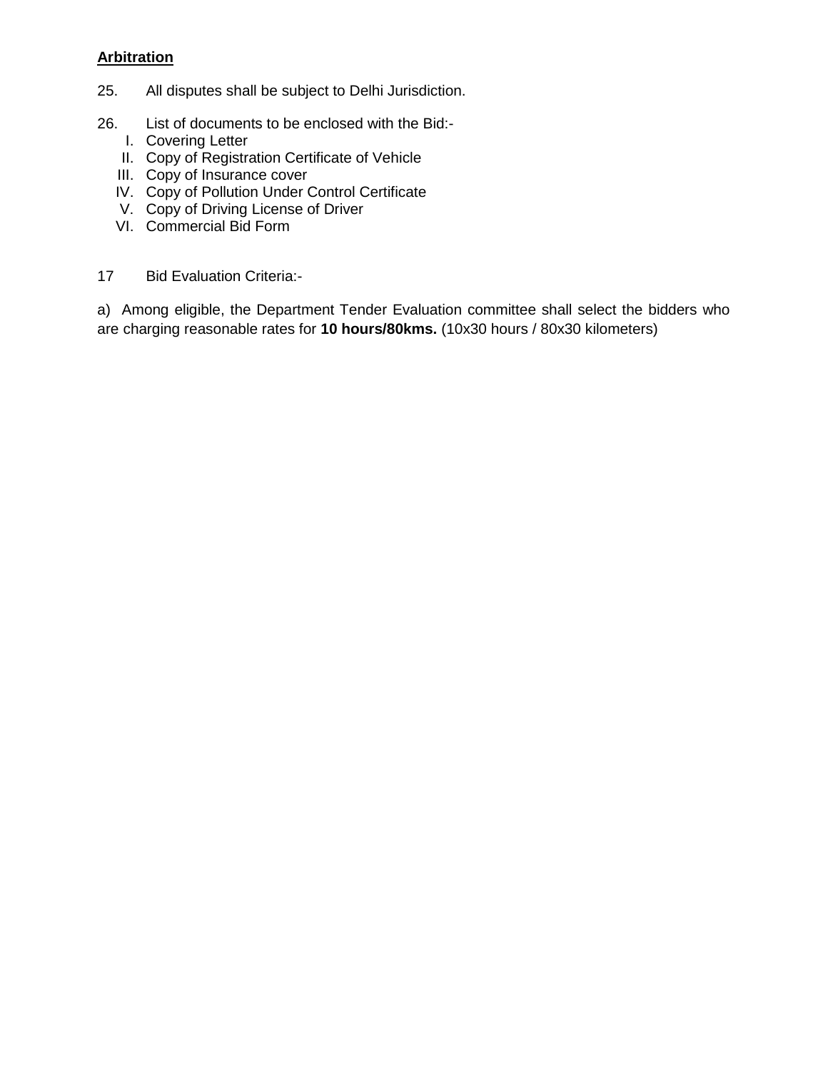**Arbitration**

25. All disputes shall be subject to Delhi Jurisdiction.

26. List of documents to be enclosed with the Bid:-

   I. Covering Letter
   II. Copy of Registration Certificate of Vehicle
   III. Copy of Insurance cover
   IV. Copy of Pollution Under Control Certificate
   V. Copy of Driving License of Driver
   VI. Commercial Bid Form

17 Bid Evaluation Criteria:-

a) Among eligible, the Department Tender Evaluation committee shall select the bidders who are charging reasonable rates for **10 hours/80kms.** (10x30 hours / 80x30 kilometers)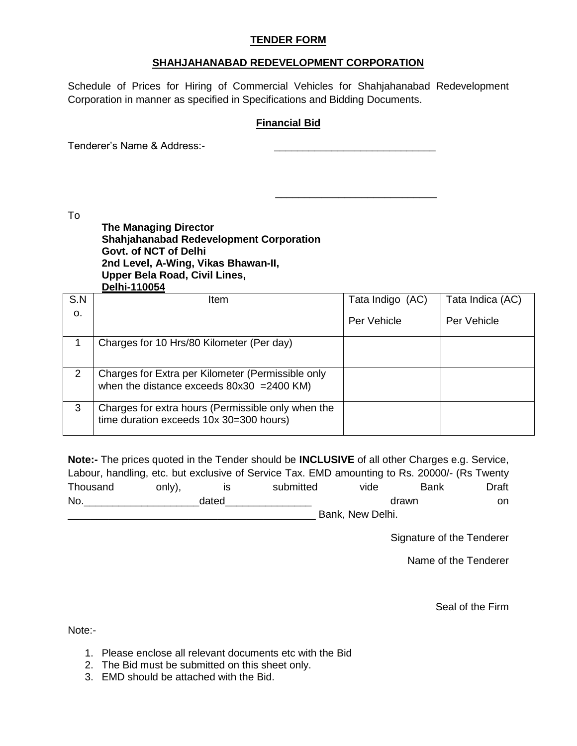**TENDER FORM**

**SHAHJAHANABAD REDEVELOPMENT CORPORATION**

Schedule of Prices for Hiring of Commercial Vehicles for Shahjahanabad Redevelopment Corporation in manner as specified in Specifications and Bidding Documents.

**Financial Bid**

Tenderer's Name & Address:- ____________________________

____________________________

To

**The Managing Director**
**Shahjahanabad Redevelopment Corporation**
**Govt. of NCT of Delhi**
**2nd Level, A-Wing, Vikas Bhawan-II,**
**Upper Bela Road, Civil Lines,**
**Delhi-110054**

| S.No. | Item | Tata Indigo (AC) Per Vehicle | Tata Indica (AC) Per Vehicle |
|---|---|---|---|
| 1 | Charges for 10 Hrs/80 Kilometer (Per day) | | |
| 2 | Charges for Extra per Kilometer (Permissible only when the distance exceeds 80x30 =2400 KM) | | |
| 3 | Charges for extra hours (Permissible only when the time duration exceeds 10x 30=300 hours) | | |

**Note:-** The prices quoted in the Tender should be **INCLUSIVE** of all other Charges e.g. Service, Labour, handling, etc. but exclusive of Service Tax. EMD amounting to Rs. 20000/- (Rs Twenty Thousand only), is submitted vide Bank Draft No.____________________dated_______________ drawn on _____________________________________________ Bank, New Delhi.

Signature of the Tenderer

Name of the Tenderer

Seal of the Firm

Note:-

1. Please enclose all relevant documents etc with the Bid
2. The Bid must be submitted on this sheet only.
3. EMD should be attached with the Bid.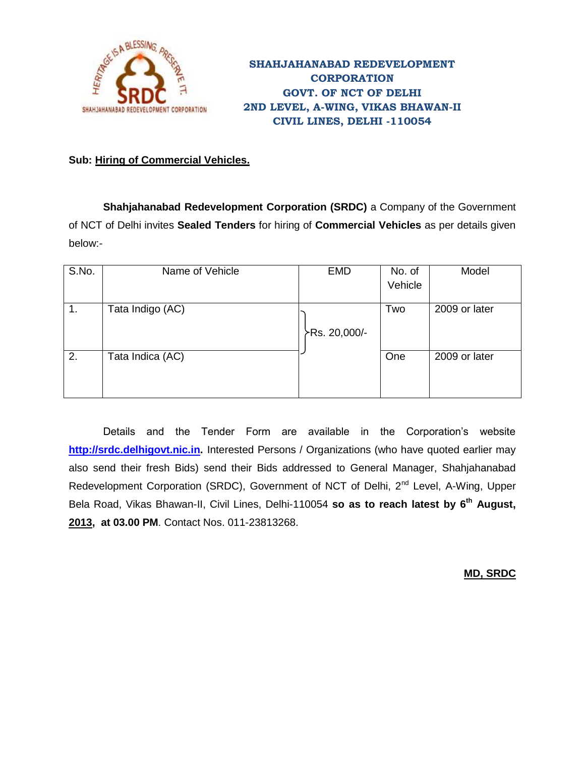**SHAHJAHANABAD REDEVELOPMENT CORPORATION**
**GOVT. OF NCT OF DELHI**
**2ND LEVEL, A-WING, VIKAS BHAWAN-II**
**CIVIL LINES, DELHI -110054**

**Sub: <u>Hiring of Commercial Vehicles.</u>**

**Shahjahanabad Redevelopment Corporation (SRDC)** a Company of the Government of NCT of Delhi invites **Sealed Tenders** for hiring of **Commercial Vehicles** as per details given below:-

| S.No. | Name of Vehicle | EMD | No. of Vehicle | Model |
|---|---|---|---|---|
| 1. | Tata Indigo (AC) | Rs. 20,000/- | Two | 2009 or later |
| 2. | Tata Indica (AC) | | One | 2009 or later |

Details and the Tender Form are available in the Corporation's website **http://srdc.delhigovt.nic.in**. Interested Persons / Organizations (who have quoted earlier may also send their fresh Bids) send their Bids addressed to General Manager, Shahjahanabad Redevelopment Corporation (SRDC), Government of NCT of Delhi, 2nd Level, A-Wing, Upper Bela Road, Vikas Bhawan-II, Civil Lines, Delhi-110054 **so as to reach latest by 6th August, 2013, at 03.00 PM**. Contact Nos. 011-23813268.

**MD, SRDC**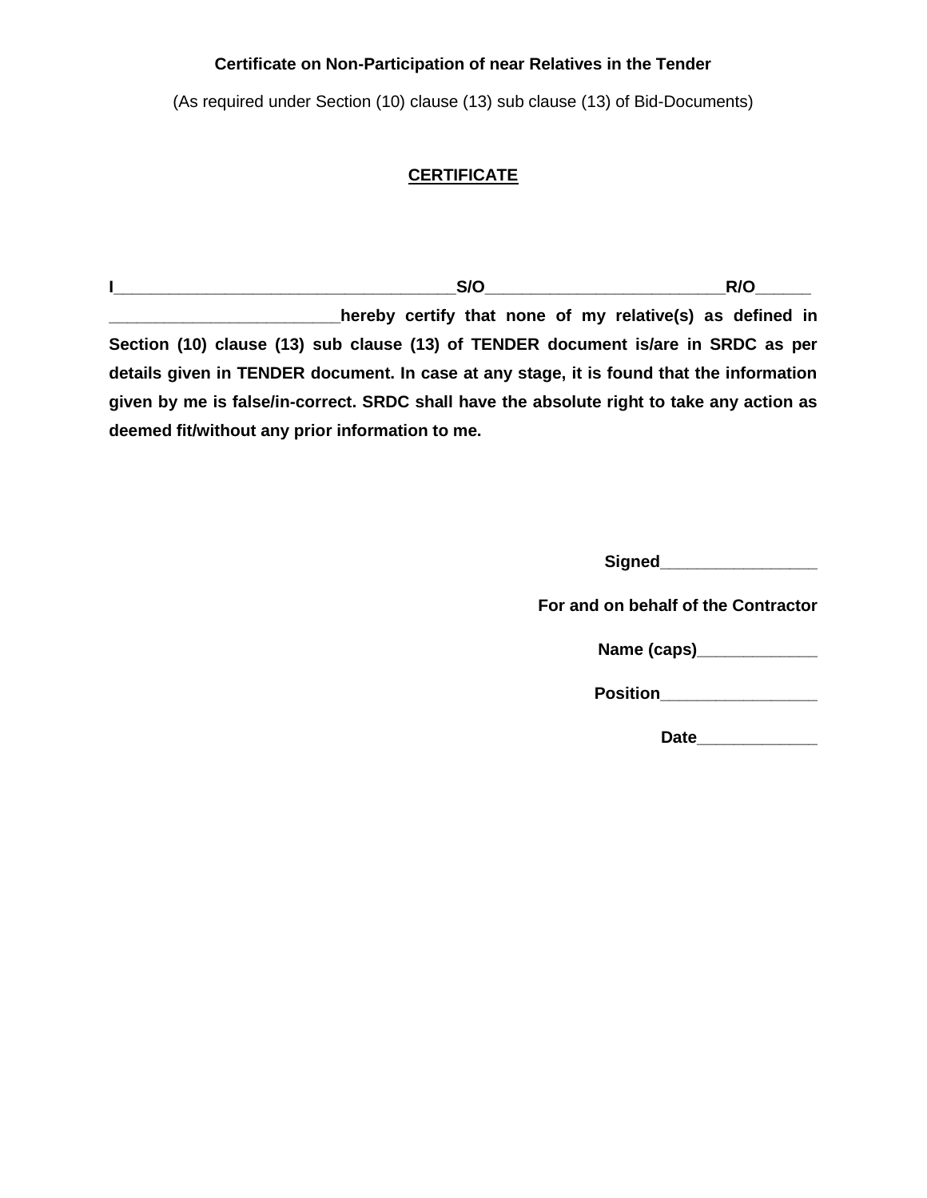**Certificate on Non-Participation of near Relatives in the Tender**

(As required under Section (10) clause (13) sub clause (13) of Bid-Documents)

**CERTIFICATE**

**I_____________________________________S/O_________________________R/O______ ________________________hereby certify that none of my relative(s) as defined in Section (10) clause (13) sub clause (13) of TENDER document is/are in SRDC as per details given in TENDER document. In case at any stage, it is found that the information given by me is false/in-correct. SRDC shall have the absolute right to take any action as deemed fit/without any prior information to me.**

**Signed________________**

**For and on behalf of the Contractor**

**Name (caps)_____________**

**Position________________**

**Date_____________**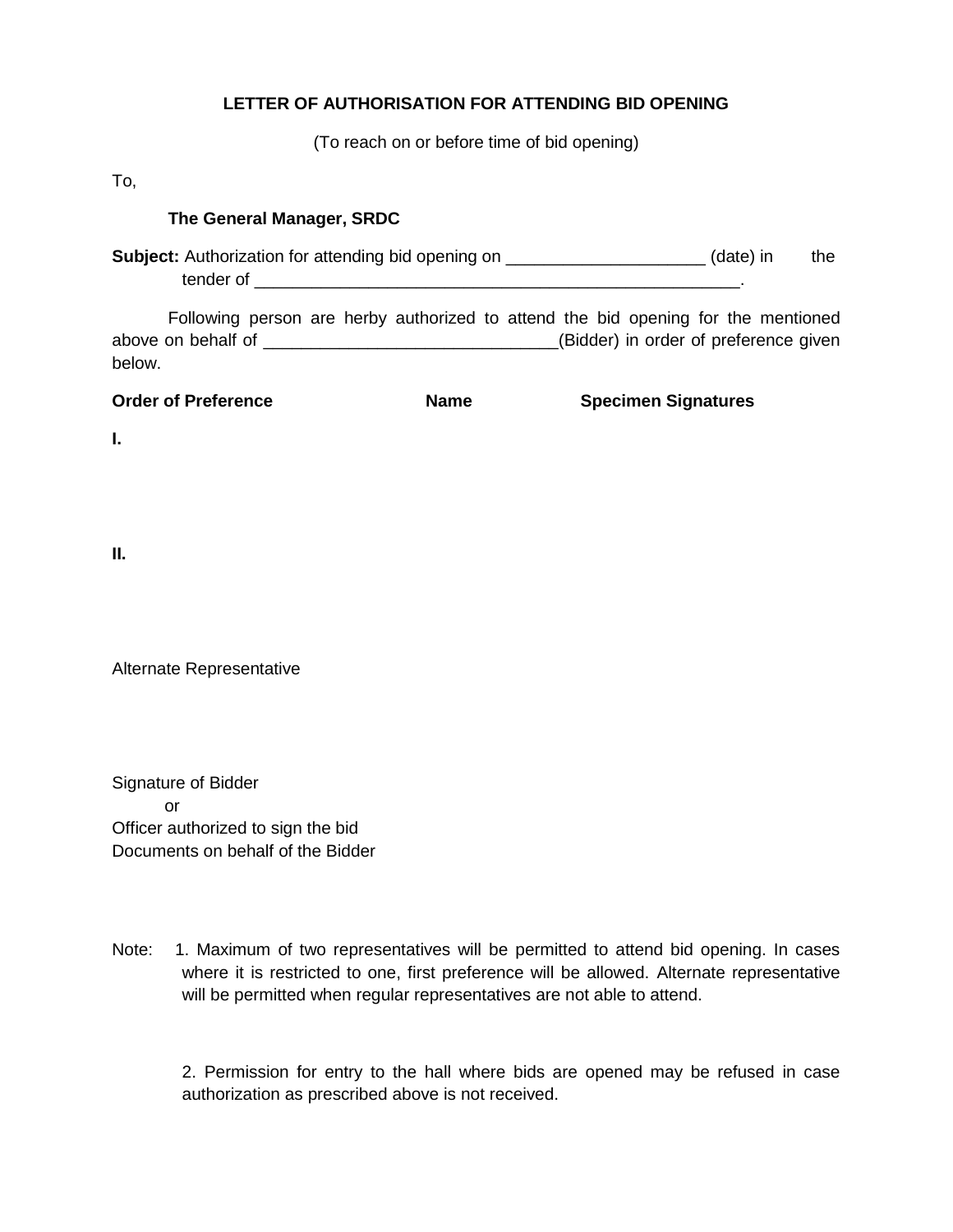## LETTER OF AUTHORISATION FOR ATTENDING BID OPENING

(To reach on or before time of bid opening)

To,

**The General Manager, SRDC**

**Subject:** Authorization for attending bid opening on ____________________ (date) in the tender of ____________________________________________________.

Following person are herby authorized to attend the bid opening for the mentioned above on behalf of ______________________________(Bidder) in order of preference given below.

| Order of Preference | Name | Specimen Signatures |
|---|---|---|
| **I.** | | |
| **II.** | | |
| Alternate Representative | | |

Signature of Bidder
or
Officer authorized to sign the bid
Documents on behalf of the Bidder

Note: 1. Maximum of two representatives will be permitted to attend bid opening. In cases where it is restricted to one, first preference will be allowed. Alternate representative will be permitted when regular representatives are not able to attend.

2. Permission for entry to the hall where bids are opened may be refused in case authorization as prescribed above is not received.